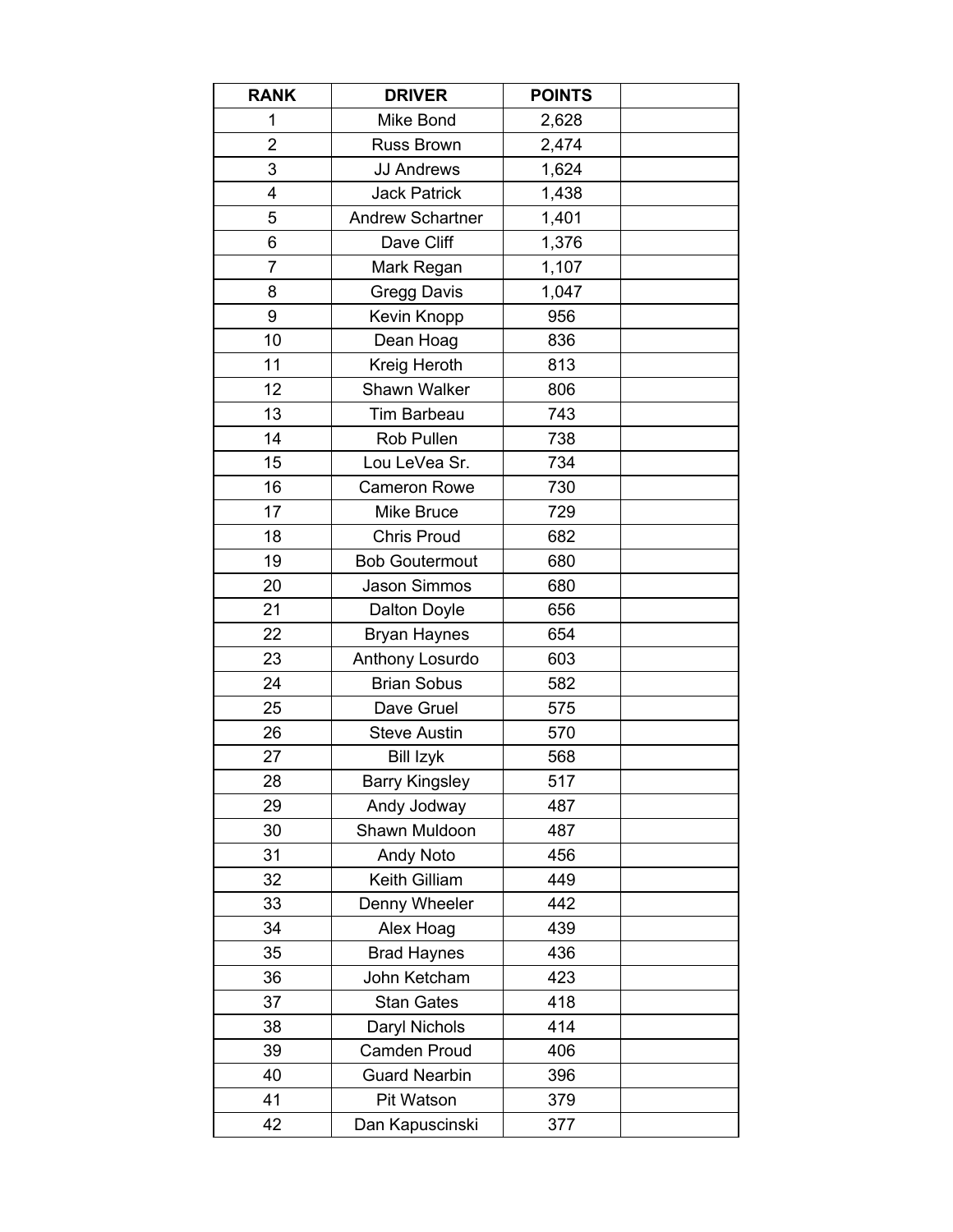| RANK | DRIVER | POINTS | |
|---|---|---|---|
| 1 | Mike Bond | 2,628 | |
| 2 | Russ Brown | 2,474 | |
| 3 | JJ Andrews | 1,624 | |
| 4 | Jack Patrick | 1,438 | |
| 5 | Andrew Schartner | 1,401 | |
| 6 | Dave Cliff | 1,376 | |
| 7 | Mark Regan | 1,107 | |
| 8 | Gregg Davis | 1,047 | |
| 9 | Kevin Knopp | 956 | |
| 10 | Dean Hoag | 836 | |
| 11 | Kreig Heroth | 813 | |
| 12 | Shawn Walker | 806 | |
| 13 | Tim Barbeau | 743 | |
| 14 | Rob Pullen | 738 | |
| 15 | Lou LeVea Sr. | 734 | |
| 16 | Cameron Rowe | 730 | |
| 17 | Mike Bruce | 729 | |
| 18 | Chris Proud | 682 | |
| 19 | Bob Goutermout | 680 | |
| 20 | Jason Simmos | 680 | |
| 21 | Dalton Doyle | 656 | |
| 22 | Bryan Haynes | 654 | |
| 23 | Anthony Losurdo | 603 | |
| 24 | Brian Sobus | 582 | |
| 25 | Dave Gruel | 575 | |
| 26 | Steve Austin | 570 | |
| 27 | Bill Izyk | 568 | |
| 28 | Barry Kingsley | 517 | |
| 29 | Andy Jodway | 487 | |
| 30 | Shawn Muldoon | 487 | |
| 31 | Andy Noto | 456 | |
| 32 | Keith Gilliam | 449 | |
| 33 | Denny Wheeler | 442 | |
| 34 | Alex Hoag | 439 | |
| 35 | Brad Haynes | 436 | |
| 36 | John Ketcham | 423 | |
| 37 | Stan Gates | 418 | |
| 38 | Daryl Nichols | 414 | |
| 39 | Camden Proud | 406 | |
| 40 | Guard Nearbin | 396 | |
| 41 | Pit Watson | 379 | |
| 42 | Dan Kapuscinski | 377 | |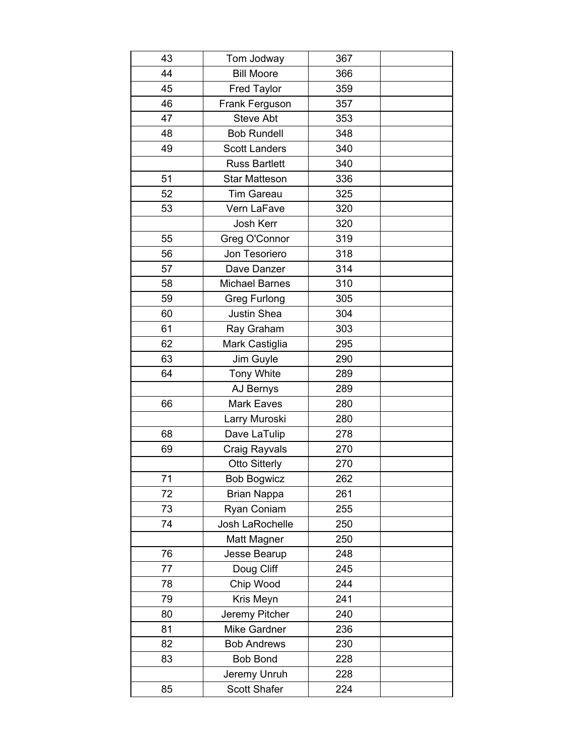| | | | |
|---|---|---|---|
| 43 | Tom Jodway | 367 | |
| 44 | Bill Moore | 366 | |
| 45 | Fred Taylor | 359 | |
| 46 | Frank Ferguson | 357 | |
| 47 | Steve Abt | 353 | |
| 48 | Bob Rundell | 348 | |
| 49 | Scott Landers | 340 | |
| | Russ Bartlett | 340 | |
| 51 | Star Matteson | 336 | |
| 52 | Tim Gareau | 325 | |
| 53 | Vern LaFave | 320 | |
| | Josh Kerr | 320 | |
| 55 | Greg O'Connor | 319 | |
| 56 | Jon Tesoriero | 318 | |
| 57 | Dave Danzer | 314 | |
| 58 | Michael Barnes | 310 | |
| 59 | Greg Furlong | 305 | |
| 60 | Justin Shea | 304 | |
| 61 | Ray Graham | 303 | |
| 62 | Mark Castiglia | 295 | |
| 63 | Jim Guyle | 290 | |
| 64 | Tony White | 289 | |
| | AJ Bernys | 289 | |
| 66 | Mark Eaves | 280 | |
| | Larry Muroski | 280 | |
| 68 | Dave LaTulip | 278 | |
| 69 | Craig Rayvals | 270 | |
| | Otto Sitterly | 270 | |
| 71 | Bob Bogwicz | 262 | |
| 72 | Brian Nappa | 261 | |
| 73 | Ryan Coniam | 255 | |
| 74 | Josh LaRochelle | 250 | |
| | Matt Magner | 250 | |
| 76 | Jesse Bearup | 248 | |
| 77 | Doug Cliff | 245 | |
| 78 | Chip Wood | 244 | |
| 79 | Kris Meyn | 241 | |
| 80 | Jeremy Pitcher | 240 | |
| 81 | Mike Gardner | 236 | |
| 82 | Bob Andrews | 230 | |
| 83 | Bob Bond | 228 | |
| | Jeremy Unruh | 228 | |
| 85 | Scott Shafer | 224 | |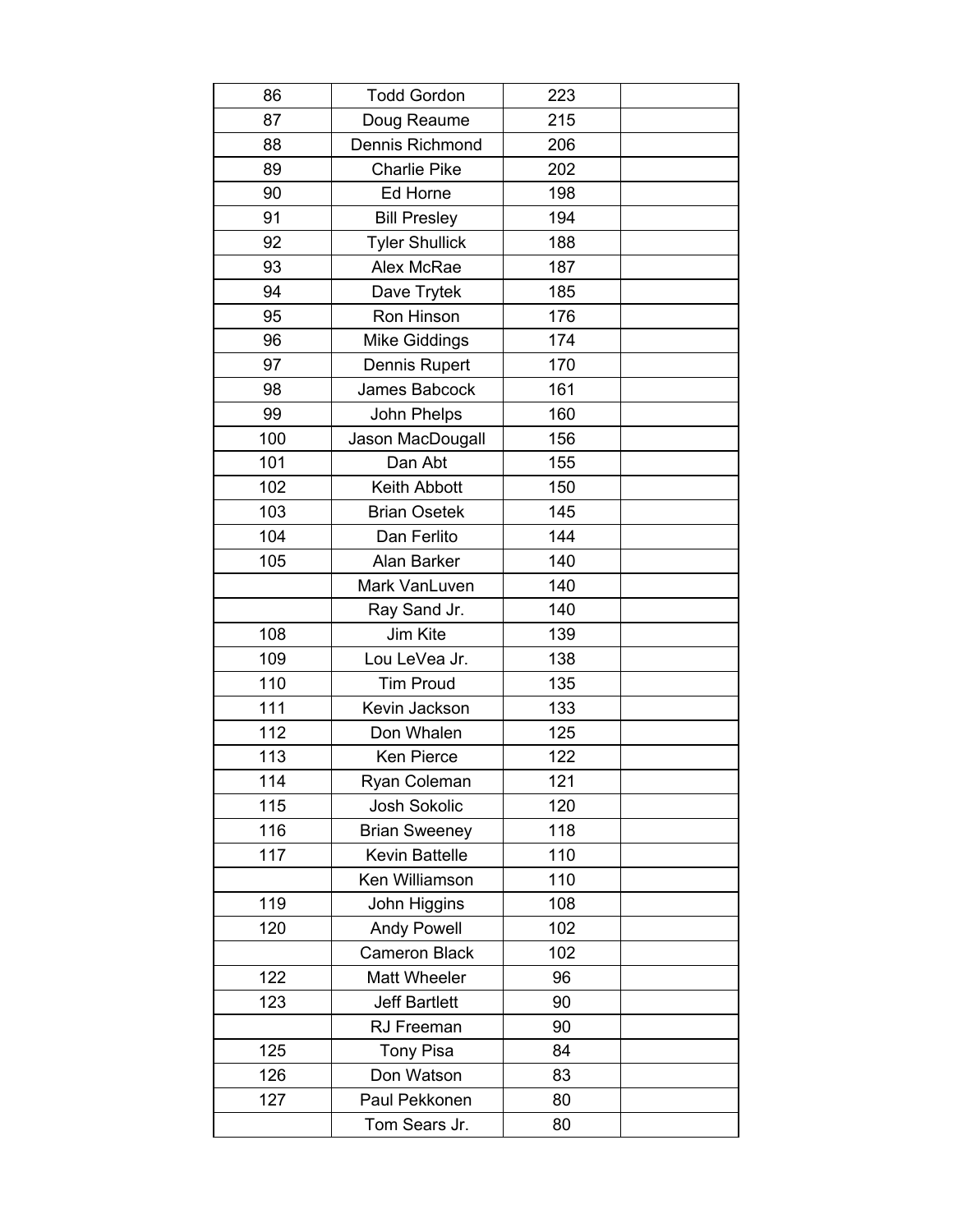| 86 | Todd Gordon | 223 | |
|---|---|---|---|
| 87 | Doug Reaume | 215 | |
| 88 | Dennis Richmond | 206 | |
| 89 | Charlie Pike | 202 | |
| 90 | Ed Horne | 198 | |
| 91 | Bill Presley | 194 | |
| 92 | Tyler Shullick | 188 | |
| 93 | Alex McRae | 187 | |
| 94 | Dave Trytek | 185 | |
| 95 | Ron Hinson | 176 | |
| 96 | Mike Giddings | 174 | |
| 97 | Dennis Rupert | 170 | |
| 98 | James Babcock | 161 | |
| 99 | John Phelps | 160 | |
| 100 | Jason MacDougall | 156 | |
| 101 | Dan Abt | 155 | |
| 102 | Keith Abbott | 150 | |
| 103 | Brian Osetek | 145 | |
| 104 | Dan Ferlito | 144 | |
| 105 | Alan Barker | 140 | |
| | Mark VanLuven | 140 | |
| | Ray Sand Jr. | 140 | |
| 108 | Jim Kite | 139 | |
| 109 | Lou LeVea Jr. | 138 | |
| 110 | Tim Proud | 135 | |
| 111 | Kevin Jackson | 133 | |
| 112 | Don Whalen | 125 | |
| 113 | Ken Pierce | 122 | |
| 114 | Ryan Coleman | 121 | |
| 115 | Josh Sokolic | 120 | |
| 116 | Brian Sweeney | 118 | |
| 117 | Kevin Battelle | 110 | |
| | Ken Williamson | 110 | |
| 119 | John Higgins | 108 | |
| 120 | Andy Powell | 102 | |
| | Cameron Black | 102 | |
| 122 | Matt Wheeler | 96 | |
| 123 | Jeff Bartlett | 90 | |
| | RJ Freeman | 90 | |
| 125 | Tony Pisa | 84 | |
| 126 | Don Watson | 83 | |
| 127 | Paul Pekkonen | 80 | |
| | Tom Sears Jr. | 80 | |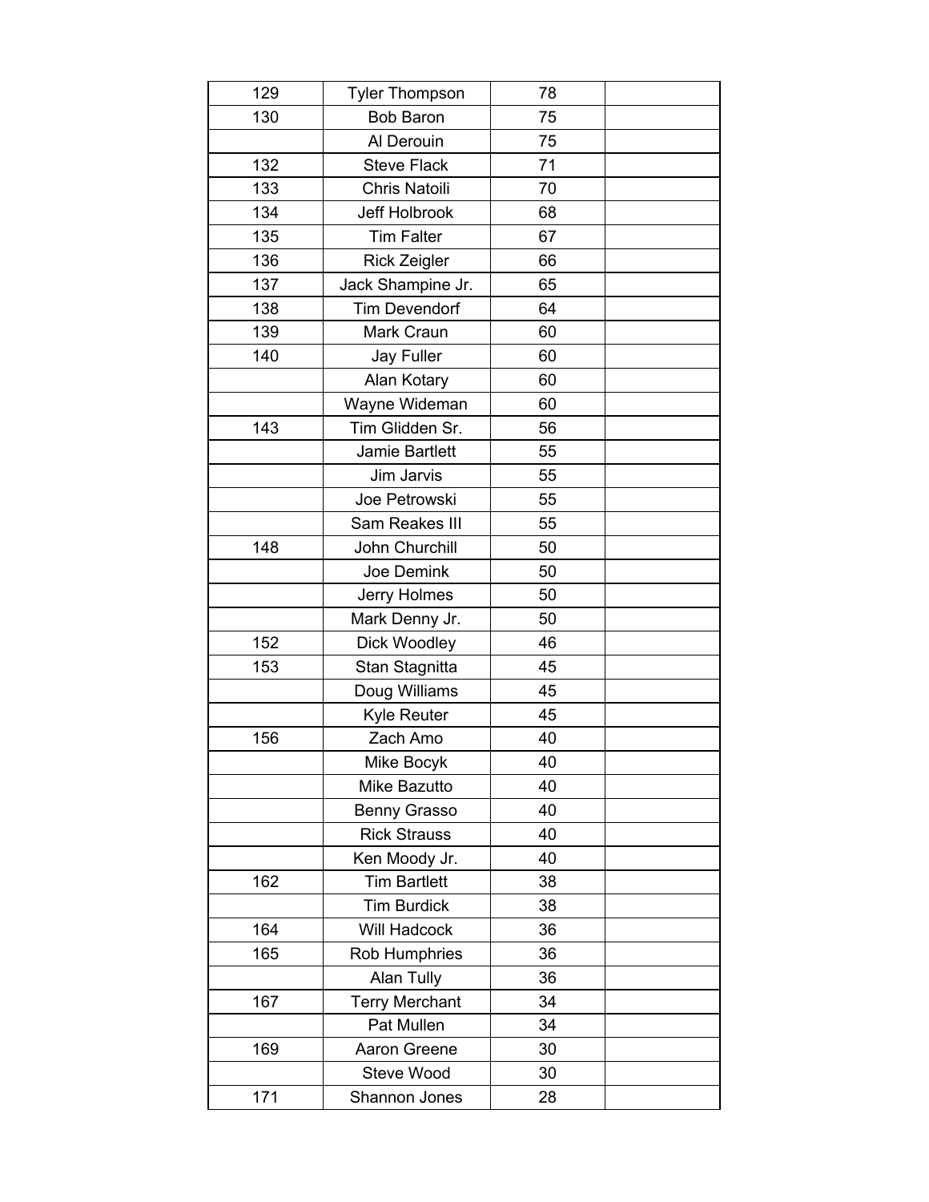| | | | |
|---|---|---|---|
| 129 | Tyler Thompson | 78 | |
| 130 | Bob Baron | 75 | |
| | Al Derouin | 75 | |
| 132 | Steve Flack | 71 | |
| 133 | Chris Natoili | 70 | |
| 134 | Jeff Holbrook | 68 | |
| 135 | Tim Falter | 67 | |
| 136 | Rick Zeigler | 66 | |
| 137 | Jack Shampine Jr. | 65 | |
| 138 | Tim Devendorf | 64 | |
| 139 | Mark Craun | 60 | |
| 140 | Jay Fuller | 60 | |
| | Alan Kotary | 60 | |
| | Wayne Wideman | 60 | |
| 143 | Tim Glidden Sr. | 56 | |
| | Jamie Bartlett | 55 | |
| | Jim Jarvis | 55 | |
| | Joe Petrowski | 55 | |
| | Sam Reakes III | 55 | |
| 148 | John Churchill | 50 | |
| | Joe Demink | 50 | |
| | Jerry Holmes | 50 | |
| | Mark Denny Jr. | 50 | |
| 152 | Dick Woodley | 46 | |
| 153 | Stan Stagnitta | 45 | |
| | Doug Williams | 45 | |
| | Kyle Reuter | 45 | |
| 156 | Zach Amo | 40 | |
| | Mike Bocyk | 40 | |
| | Mike Bazutto | 40 | |
| | Benny Grasso | 40 | |
| | Rick Strauss | 40 | |
| | Ken Moody Jr. | 40 | |
| 162 | Tim Bartlett | 38 | |
| | Tim Burdick | 38 | |
| 164 | Will Hadcock | 36 | |
| 165 | Rob Humphries | 36 | |
| | Alan Tully | 36 | |
| 167 | Terry Merchant | 34 | |
| | Pat Mullen | 34 | |
| 169 | Aaron Greene | 30 | |
| | Steve Wood | 30 | |
| 171 | Shannon Jones | 28 | |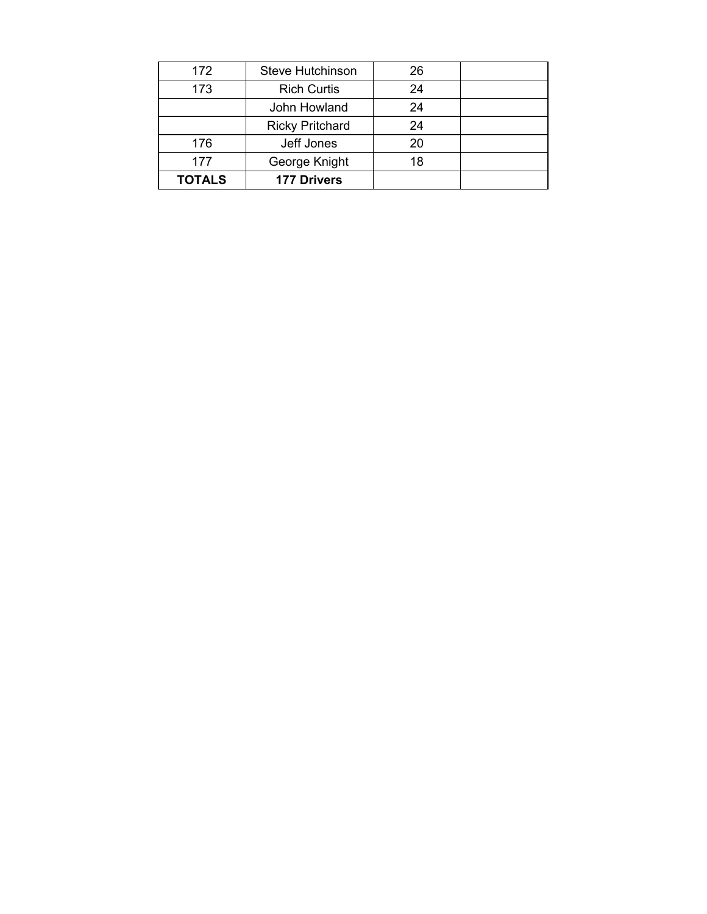| | | | |
|---|---|---|---|
| 172 | Steve Hutchinson | 26 | |
| 173 | Rich Curtis | 24 | |
| | John Howland | 24 | |
| | Ricky Pritchard | 24 | |
| 176 | Jeff Jones | 20 | |
| 177 | George Knight | 18 | |
| **TOTALS** | **177 Drivers** | | |